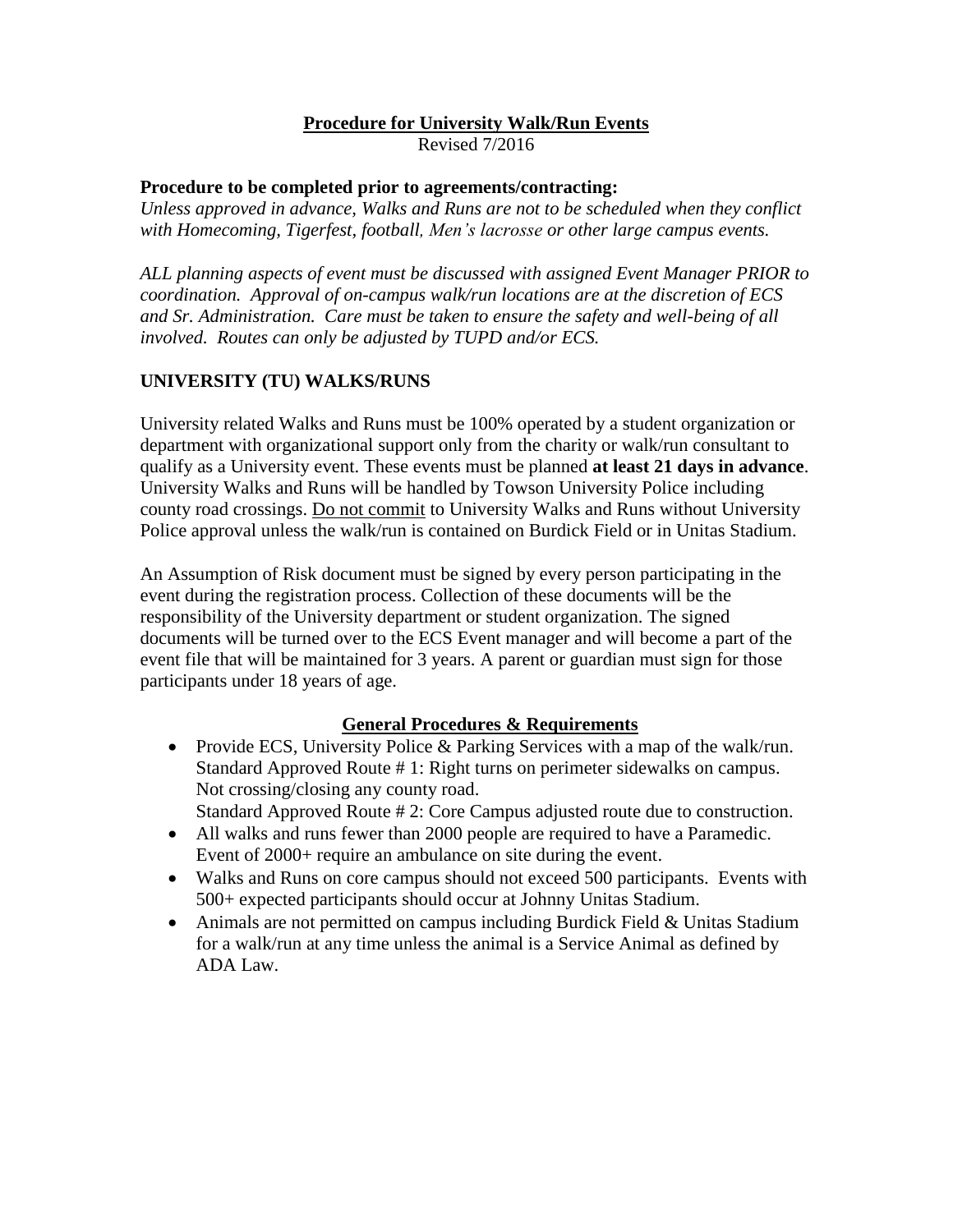# Procedure for University Walk/Run Events

Revised 7/2016

**Procedure to be completed prior to agreements/contracting:**

*Unless approved in advance, Walks and Runs are not to be scheduled when they conflict with Homecoming, Tigerfest, football, Men's lacrosse or other large campus events.*

*ALL planning aspects of event must be discussed with assigned Event Manager PRIOR to coordination. Approval of on-campus walk/run locations are at the discretion of ECS and Sr. Administration. Care must be taken to ensure the safety and well-being of all involved. Routes can only be adjusted by TUPD and/or ECS.*

## UNIVERSITY (TU) WALKS/RUNS

University related Walks and Runs must be 100% operated by a student organization or department with organizational support only from the charity or walk/run consultant to qualify as a University event. These events must be planned **at least 21 days in advance**. University Walks and Runs will be handled by Towson University Police including county road crossings. Do not commit to University Walks and Runs without University Police approval unless the walk/run is contained on Burdick Field or in Unitas Stadium.

An Assumption of Risk document must be signed by every person participating in the event during the registration process. Collection of these documents will be the responsibility of the University department or student organization. The signed documents will be turned over to the ECS Event manager and will become a part of the event file that will be maintained for 3 years. A parent or guardian must sign for those participants under 18 years of age.

### General Procedures & Requirements

- Provide ECS, University Police & Parking Services with a map of the walk/run. Standard Approved Route # 1: Right turns on perimeter sidewalks on campus. Not crossing/closing any county road.
  Standard Approved Route # 2: Core Campus adjusted route due to construction.
- All walks and runs fewer than 2000 people are required to have a Paramedic. Event of 2000+ require an ambulance on site during the event.
- Walks and Runs on core campus should not exceed 500 participants. Events with 500+ expected participants should occur at Johnny Unitas Stadium.
- Animals are not permitted on campus including Burdick Field & Unitas Stadium for a walk/run at any time unless the animal is a Service Animal as defined by ADA Law.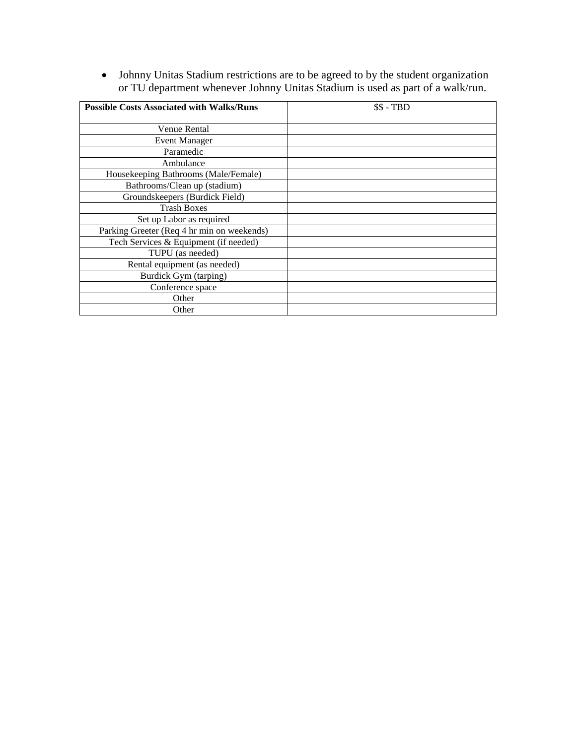- Johnny Unitas Stadium restrictions are to be agreed to by the student organization or TU department whenever Johnny Unitas Stadium is used as part of a walk/run.

| **Possible Costs Associated with Walks/Runs** | $$ - TBD |
|---|---|
| Venue Rental | |
| Event Manager | |
| Paramedic | |
| Ambulance | |
| Housekeeping Bathrooms (Male/Female) | |
| Bathrooms/Clean up (stadium) | |
| Groundskeepers (Burdick Field) | |
| Trash Boxes | |
| Set up Labor as required | |
| Parking Greeter (Req 4 hr min on weekends) | |
| Tech Services & Equipment (if needed) | |
| TUPU (as needed) | |
| Rental equipment (as needed) | |
| Burdick Gym (tarping) | |
| Conference space | |
| Other | |
| Other | |